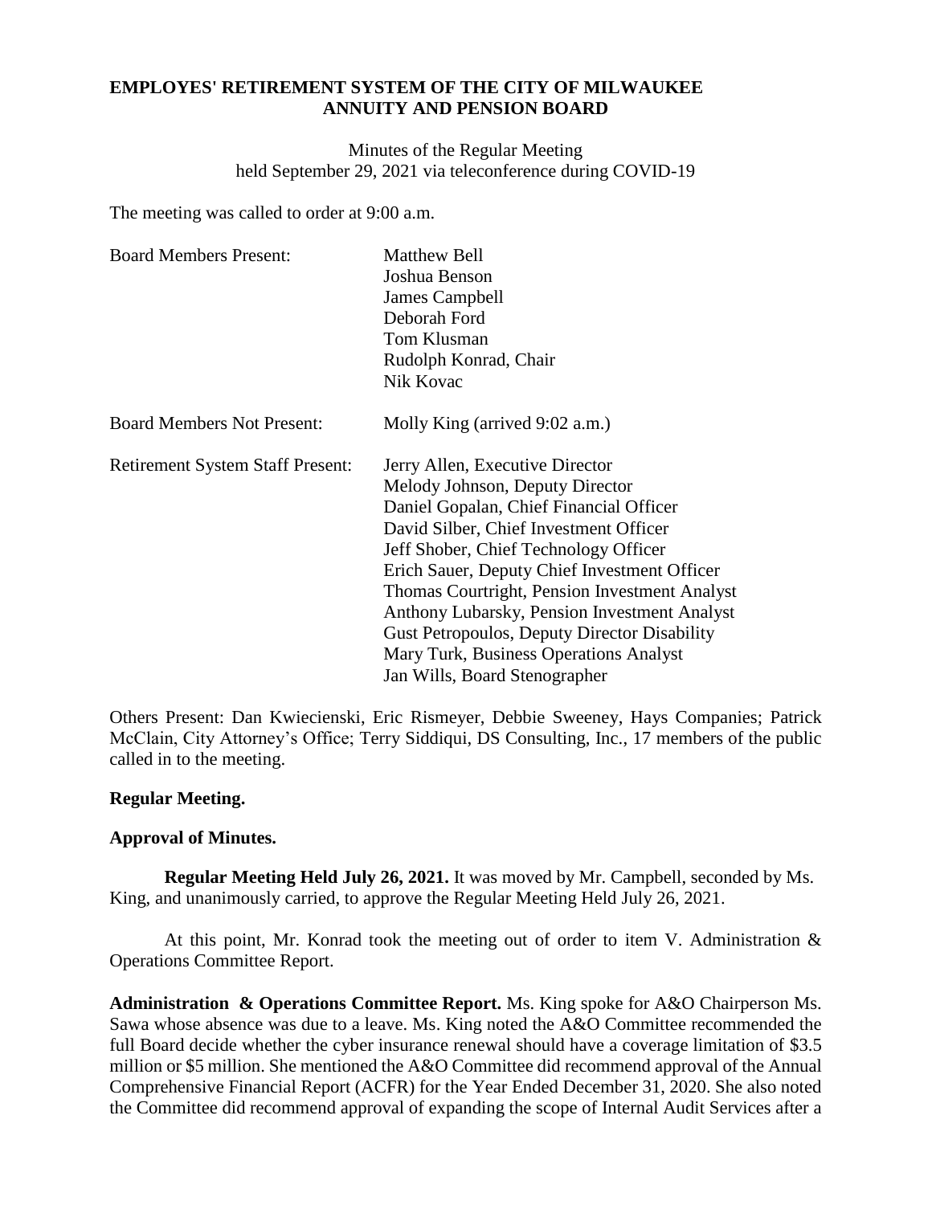**EMPLOYES' RETIREMENT SYSTEM OF THE CITY OF MILWAUKEE**
**ANNUITY AND PENSION BOARD**

Minutes of the Regular Meeting
held September 29, 2021 via teleconference during COVID-19

The meeting was called to order at 9:00 a.m.

| | |
|---|---|
| Board Members Present: | Matthew Bell<br>Joshua Benson<br>James Campbell<br>Deborah Ford<br>Tom Klusman<br>Rudolph Konrad, Chair<br>Nik Kovac |
| Board Members Not Present: | Molly King (arrived 9:02 a.m.) |
| Retirement System Staff Present: | Jerry Allen, Executive Director<br>Melody Johnson, Deputy Director<br>Daniel Gopalan, Chief Financial Officer<br>David Silber, Chief Investment Officer<br>Jeff Shober, Chief Technology Officer<br>Erich Sauer, Deputy Chief Investment Officer<br>Thomas Courtright, Pension Investment Analyst<br>Anthony Lubarsky, Pension Investment Analyst<br>Gust Petropoulos, Deputy Director Disability<br>Mary Turk, Business Operations Analyst<br>Jan Wills, Board Stenographer |

Others Present: Dan Kwiecienski, Eric Rismeyer, Debbie Sweeney, Hays Companies; Patrick McClain, City Attorney's Office; Terry Siddiqui, DS Consulting, Inc., 17 members of the public called in to the meeting.

**Regular Meeting.**

**Approval of Minutes.**

**Regular Meeting Held July 26, 2021.** It was moved by Mr. Campbell, seconded by Ms. King, and unanimously carried, to approve the Regular Meeting Held July 26, 2021.

At this point, Mr. Konrad took the meeting out of order to item V. Administration & Operations Committee Report.

**Administration & Operations Committee Report.** Ms. King spoke for A&O Chairperson Ms. Sawa whose absence was due to a leave. Ms. King noted the A&O Committee recommended the full Board decide whether the cyber insurance renewal should have a coverage limitation of $3.5 million or $5 million. She mentioned the A&O Committee did recommend approval of the Annual Comprehensive Financial Report (ACFR) for the Year Ended December 31, 2020. She also noted the Committee did recommend approval of expanding the scope of Internal Audit Services after a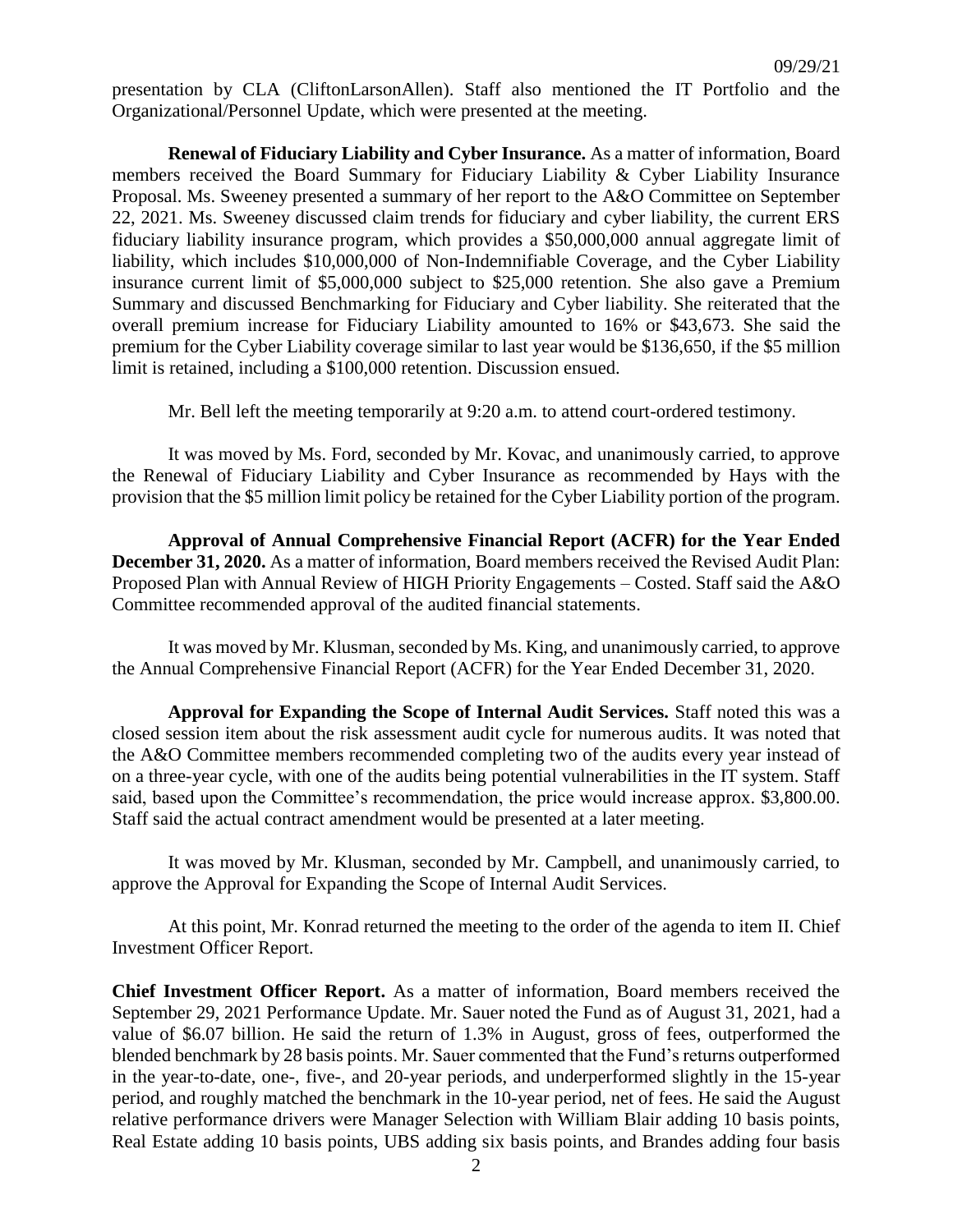presentation by CLA (CliftonLarsonAllen). Staff also mentioned the IT Portfolio and the Organizational/Personnel Update, which were presented at the meeting.

**Renewal of Fiduciary Liability and Cyber Insurance.** As a matter of information, Board members received the Board Summary for Fiduciary Liability & Cyber Liability Insurance Proposal. Ms. Sweeney presented a summary of her report to the A&O Committee on September 22, 2021. Ms. Sweeney discussed claim trends for fiduciary and cyber liability, the current ERS fiduciary liability insurance program, which provides a $50,000,000 annual aggregate limit of liability, which includes $10,000,000 of Non-Indemnifiable Coverage, and the Cyber Liability insurance current limit of $5,000,000 subject to $25,000 retention. She also gave a Premium Summary and discussed Benchmarking for Fiduciary and Cyber liability. She reiterated that the overall premium increase for Fiduciary Liability amounted to 16% or $43,673. She said the premium for the Cyber Liability coverage similar to last year would be $136,650, if the $5 million limit is retained, including a $100,000 retention. Discussion ensued.

Mr. Bell left the meeting temporarily at 9:20 a.m. to attend court-ordered testimony.

It was moved by Ms. Ford, seconded by Mr. Kovac, and unanimously carried, to approve the Renewal of Fiduciary Liability and Cyber Insurance as recommended by Hays with the provision that the $5 million limit policy be retained for the Cyber Liability portion of the program.

**Approval of Annual Comprehensive Financial Report (ACFR) for the Year Ended December 31, 2020.** As a matter of information, Board members received the Revised Audit Plan: Proposed Plan with Annual Review of HIGH Priority Engagements – Costed. Staff said the A&O Committee recommended approval of the audited financial statements.

It was moved by Mr. Klusman, seconded by Ms. King, and unanimously carried, to approve the Annual Comprehensive Financial Report (ACFR) for the Year Ended December 31, 2020.

**Approval for Expanding the Scope of Internal Audit Services.** Staff noted this was a closed session item about the risk assessment audit cycle for numerous audits. It was noted that the A&O Committee members recommended completing two of the audits every year instead of on a three-year cycle, with one of the audits being potential vulnerabilities in the IT system. Staff said, based upon the Committee's recommendation, the price would increase approx. $3,800.00. Staff said the actual contract amendment would be presented at a later meeting.

It was moved by Mr. Klusman, seconded by Mr. Campbell, and unanimously carried, to approve the Approval for Expanding the Scope of Internal Audit Services.

At this point, Mr. Konrad returned the meeting to the order of the agenda to item II. Chief Investment Officer Report.

**Chief Investment Officer Report.** As a matter of information, Board members received the September 29, 2021 Performance Update. Mr. Sauer noted the Fund as of August 31, 2021, had a value of $6.07 billion. He said the return of 1.3% in August, gross of fees, outperformed the blended benchmark by 28 basis points. Mr. Sauer commented that the Fund's returns outperformed in the year-to-date, one-, five-, and 20-year periods, and underperformed slightly in the 15-year period, and roughly matched the benchmark in the 10-year period, net of fees. He said the August relative performance drivers were Manager Selection with William Blair adding 10 basis points, Real Estate adding 10 basis points, UBS adding six basis points, and Brandes adding four basis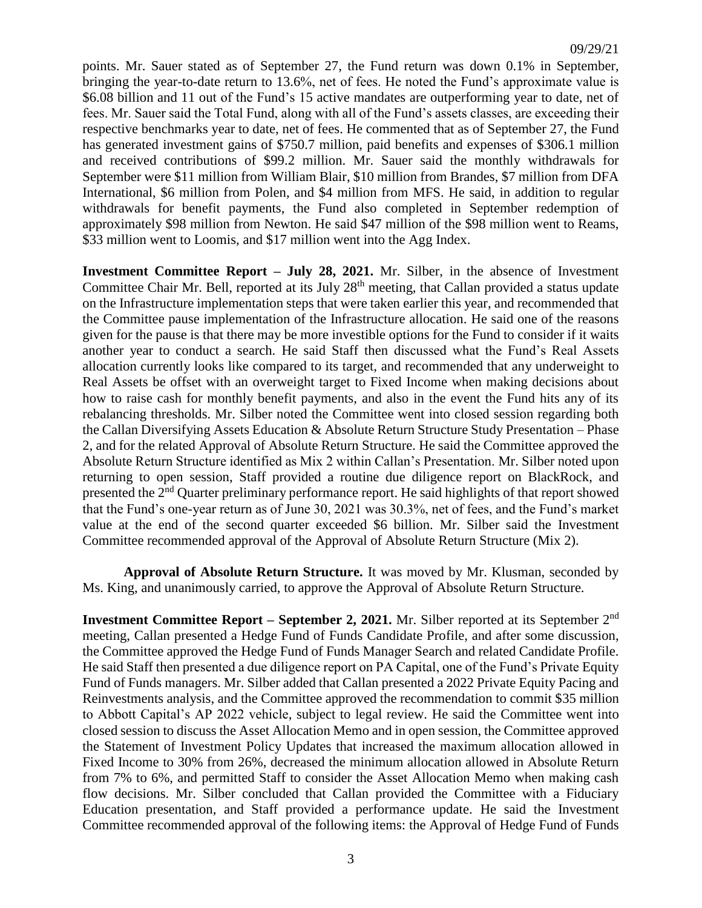points. Mr. Sauer stated as of September 27, the Fund return was down 0.1% in September, bringing the year-to-date return to 13.6%, net of fees. He noted the Fund's approximate value is $6.08 billion and 11 out of the Fund's 15 active mandates are outperforming year to date, net of fees. Mr. Sauer said the Total Fund, along with all of the Fund's assets classes, are exceeding their respective benchmarks year to date, net of fees. He commented that as of September 27, the Fund has generated investment gains of $750.7 million, paid benefits and expenses of $306.1 million and received contributions of $99.2 million. Mr. Sauer said the monthly withdrawals for September were $11 million from William Blair, $10 million from Brandes, $7 million from DFA International, $6 million from Polen, and $4 million from MFS. He said, in addition to regular withdrawals for benefit payments, the Fund also completed in September redemption of approximately $98 million from Newton. He said $47 million of the $98 million went to Reams, $33 million went to Loomis, and $17 million went into the Agg Index.

**Investment Committee Report – July 28, 2021.** Mr. Silber, in the absence of Investment Committee Chair Mr. Bell, reported at its July 28th meeting, that Callan provided a status update on the Infrastructure implementation steps that were taken earlier this year, and recommended that the Committee pause implementation of the Infrastructure allocation. He said one of the reasons given for the pause is that there may be more investible options for the Fund to consider if it waits another year to conduct a search. He said Staff then discussed what the Fund's Real Assets allocation currently looks like compared to its target, and recommended that any underweight to Real Assets be offset with an overweight target to Fixed Income when making decisions about how to raise cash for monthly benefit payments, and also in the event the Fund hits any of its rebalancing thresholds. Mr. Silber noted the Committee went into closed session regarding both the Callan Diversifying Assets Education & Absolute Return Structure Study Presentation – Phase 2, and for the related Approval of Absolute Return Structure. He said the Committee approved the Absolute Return Structure identified as Mix 2 within Callan's Presentation. Mr. Silber noted upon returning to open session, Staff provided a routine due diligence report on BlackRock, and presented the 2nd Quarter preliminary performance report. He said highlights of that report showed that the Fund's one-year return as of June 30, 2021 was 30.3%, net of fees, and the Fund's market value at the end of the second quarter exceeded $6 billion. Mr. Silber said the Investment Committee recommended approval of the Approval of Absolute Return Structure (Mix 2).

**Approval of Absolute Return Structure.** It was moved by Mr. Klusman, seconded by Ms. King, and unanimously carried, to approve the Approval of Absolute Return Structure.

**Investment Committee Report – September 2, 2021.** Mr. Silber reported at its September 2nd meeting, Callan presented a Hedge Fund of Funds Candidate Profile, and after some discussion, the Committee approved the Hedge Fund of Funds Manager Search and related Candidate Profile. He said Staff then presented a due diligence report on PA Capital, one of the Fund's Private Equity Fund of Funds managers. Mr. Silber added that Callan presented a 2022 Private Equity Pacing and Reinvestments analysis, and the Committee approved the recommendation to commit $35 million to Abbott Capital's AP 2022 vehicle, subject to legal review. He said the Committee went into closed session to discuss the Asset Allocation Memo and in open session, the Committee approved the Statement of Investment Policy Updates that increased the maximum allocation allowed in Fixed Income to 30% from 26%, decreased the minimum allocation allowed in Absolute Return from 7% to 6%, and permitted Staff to consider the Asset Allocation Memo when making cash flow decisions. Mr. Silber concluded that Callan provided the Committee with a Fiduciary Education presentation, and Staff provided a performance update. He said the Investment Committee recommended approval of the following items: the Approval of Hedge Fund of Funds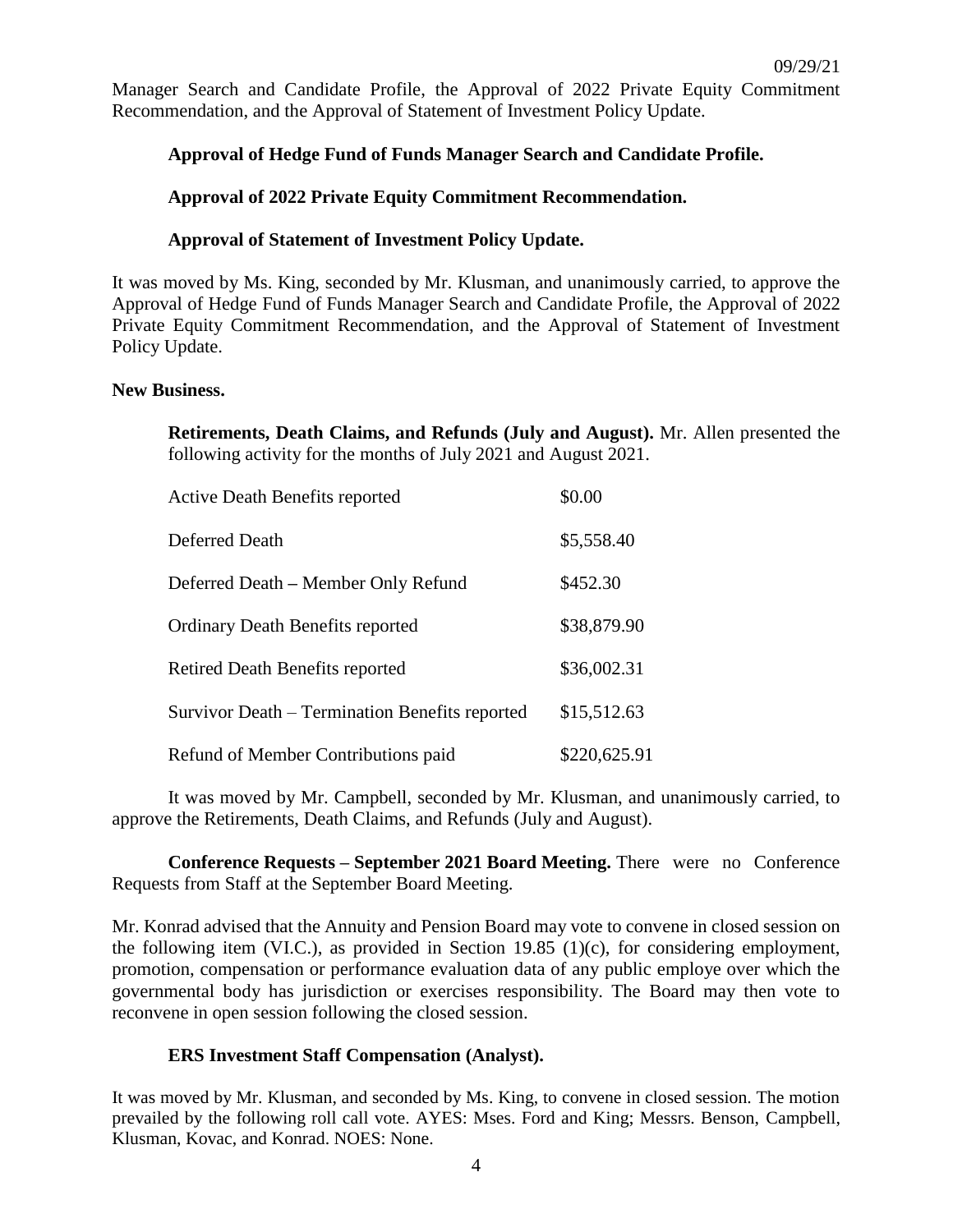Manager Search and Candidate Profile, the Approval of 2022 Private Equity Commitment Recommendation, and the Approval of Statement of Investment Policy Update.

**Approval of Hedge Fund of Funds Manager Search and Candidate Profile.**

**Approval of 2022 Private Equity Commitment Recommendation.**

**Approval of Statement of Investment Policy Update.**

It was moved by Ms. King, seconded by Mr. Klusman, and unanimously carried, to approve the Approval of Hedge Fund of Funds Manager Search and Candidate Profile, the Approval of 2022 Private Equity Commitment Recommendation, and the Approval of Statement of Investment Policy Update.

**New Business.**

**Retirements, Death Claims, and Refunds (July and August).** Mr. Allen presented the following activity for the months of July 2021 and August 2021.

| | |
|---|---|
| Active Death Benefits reported | $0.00 |
| Deferred Death | $5,558.40 |
| Deferred Death – Member Only Refund | $452.30 |
| Ordinary Death Benefits reported | $38,879.90 |
| Retired Death Benefits reported | $36,002.31 |
| Survivor Death – Termination Benefits reported | $15,512.63 |
| Refund of Member Contributions paid | $220,625.91 |

It was moved by Mr. Campbell, seconded by Mr. Klusman, and unanimously carried, to approve the Retirements, Death Claims, and Refunds (July and August).

**Conference Requests – September 2021 Board Meeting.** There were no Conference Requests from Staff at the September Board Meeting.

Mr. Konrad advised that the Annuity and Pension Board may vote to convene in closed session on the following item (VI.C.), as provided in Section 19.85 (1)(c), for considering employment, promotion, compensation or performance evaluation data of any public employe over which the governmental body has jurisdiction or exercises responsibility. The Board may then vote to reconvene in open session following the closed session.

**ERS Investment Staff Compensation (Analyst).**

It was moved by Mr. Klusman, and seconded by Ms. King, to convene in closed session. The motion prevailed by the following roll call vote. AYES: Mses. Ford and King; Messrs. Benson, Campbell, Klusman, Kovac, and Konrad. NOES: None.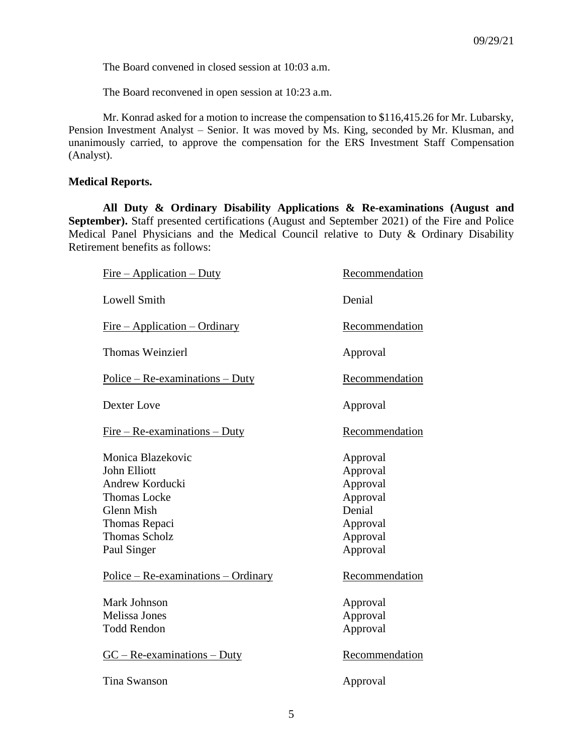The Board convened in closed session at 10:03 a.m.

The Board reconvened in open session at 10:23 a.m.

Mr. Konrad asked for a motion to increase the compensation to $116,415.26 for Mr. Lubarsky, Pension Investment Analyst – Senior. It was moved by Ms. King, seconded by Mr. Klusman, and unanimously carried, to approve the compensation for the ERS Investment Staff Compensation (Analyst).

**Medical Reports.**

**All Duty & Ordinary Disability Applications & Re-examinations (August and September).** Staff presented certifications (August and September 2021) of the Fire and Police Medical Panel Physicians and the Medical Council relative to Duty & Ordinary Disability Retirement benefits as follows:

| Fire – Application – Duty | Recommendation |
|---|---|
| Lowell Smith | Denial |

| Fire – Application – Ordinary | Recommendation |
|---|---|
| Thomas Weinzierl | Approval |

| Police – Re-examinations – Duty | Recommendation |
|---|---|
| Dexter Love | Approval |

| Fire – Re-examinations – Duty | Recommendation |
|---|---|
| Monica Blazekovic | Approval |
| John Elliott | Approval |
| Andrew Korducki | Approval |
| Thomas Locke | Approval |
| Glenn Mish | Denial |
| Thomas Repaci | Approval |
| Thomas Scholz | Approval |
| Paul Singer | Approval |

| Police – Re-examinations – Ordinary | Recommendation |
|---|---|
| Mark Johnson | Approval |
| Melissa Jones | Approval |
| Todd Rendon | Approval |

| GC – Re-examinations – Duty | Recommendation |
|---|---|
| Tina Swanson | Approval |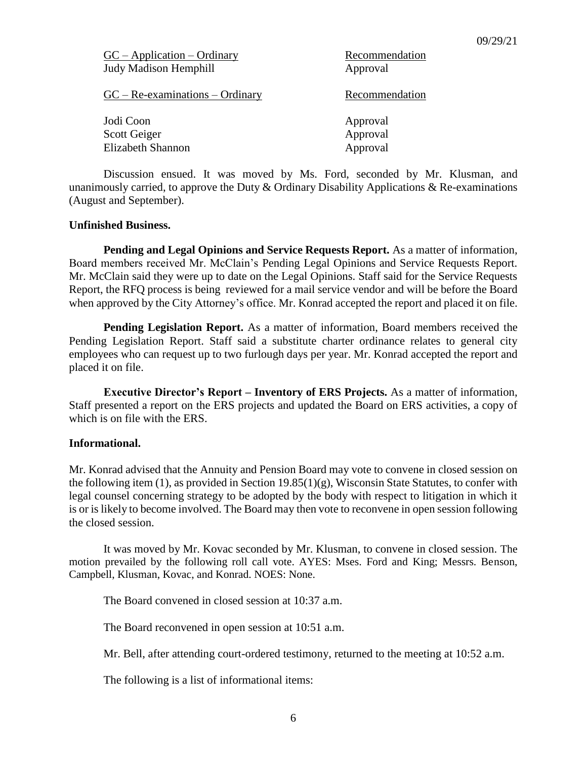| GC – Application – Ordinary | Recommendation |
| --- | --- |
| Judy Madison Hemphill | Approval |

| GC – Re-examinations – Ordinary | Recommendation |
| --- | --- |
| Jodi Coon | Approval |
| Scott Geiger | Approval |
| Elizabeth Shannon | Approval |

Discussion ensued. It was moved by Ms. Ford, seconded by Mr. Klusman, and unanimously carried, to approve the Duty & Ordinary Disability Applications & Re-examinations (August and September).

**Unfinished Business.**

**Pending and Legal Opinions and Service Requests Report.** As a matter of information, Board members received Mr. McClain's Pending Legal Opinions and Service Requests Report. Mr. McClain said they were up to date on the Legal Opinions. Staff said for the Service Requests Report, the RFQ process is being reviewed for a mail service vendor and will be before the Board when approved by the City Attorney's office. Mr. Konrad accepted the report and placed it on file.

**Pending Legislation Report.** As a matter of information, Board members received the Pending Legislation Report. Staff said a substitute charter ordinance relates to general city employees who can request up to two furlough days per year. Mr. Konrad accepted the report and placed it on file.

**Executive Director's Report – Inventory of ERS Projects.** As a matter of information, Staff presented a report on the ERS projects and updated the Board on ERS activities, a copy of which is on file with the ERS.

**Informational.**

Mr. Konrad advised that the Annuity and Pension Board may vote to convene in closed session on the following item (1), as provided in Section 19.85(1)(g), Wisconsin State Statutes, to confer with legal counsel concerning strategy to be adopted by the body with respect to litigation in which it is or is likely to become involved. The Board may then vote to reconvene in open session following the closed session.

It was moved by Mr. Kovac seconded by Mr. Klusman, to convene in closed session. The motion prevailed by the following roll call vote. AYES: Mses. Ford and King; Messrs. Benson, Campbell, Klusman, Kovac, and Konrad. NOES: None.

The Board convened in closed session at 10:37 a.m.

The Board reconvened in open session at 10:51 a.m.

Mr. Bell, after attending court-ordered testimony, returned to the meeting at 10:52 a.m.

The following is a list of informational items: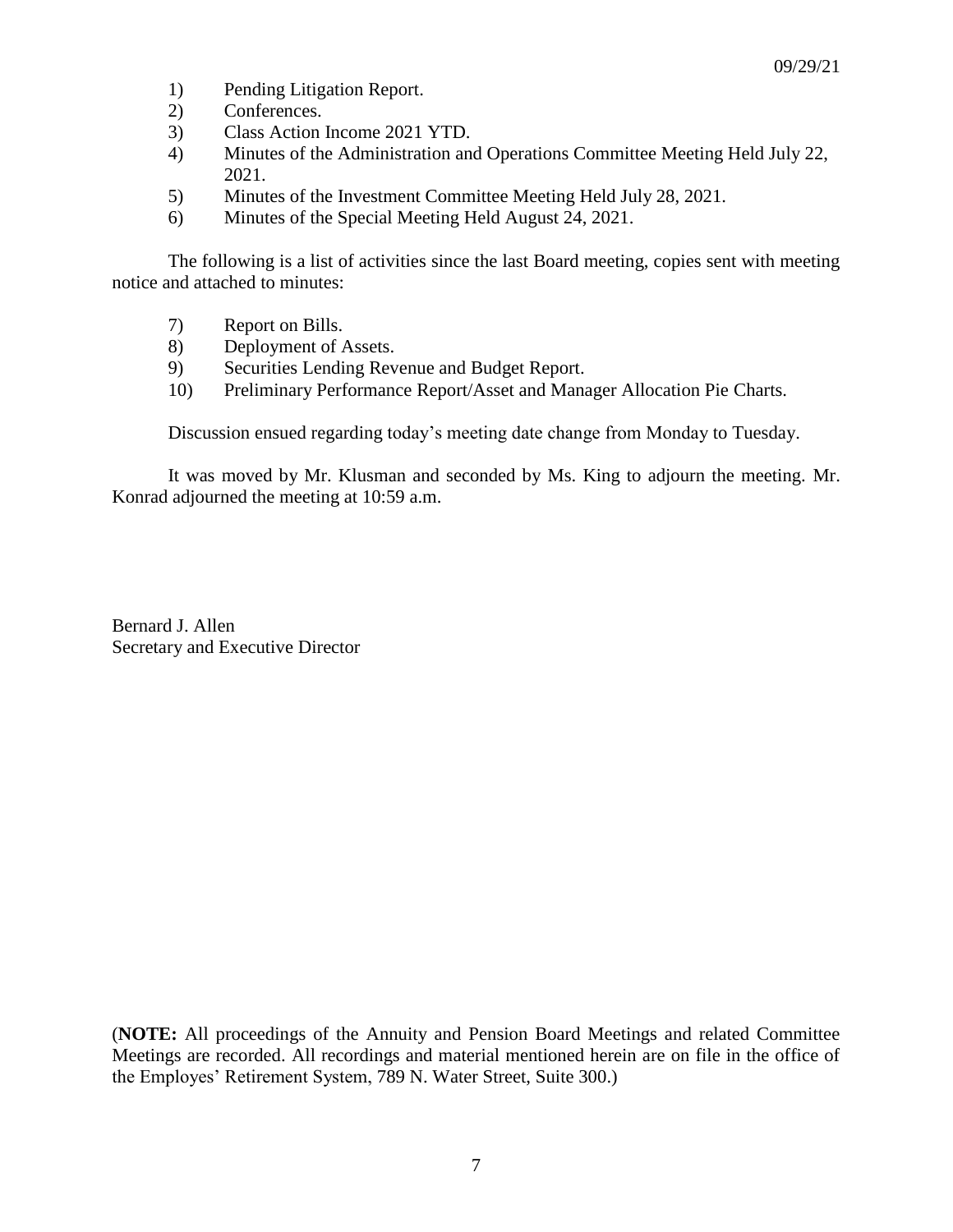1) Pending Litigation Report.
2) Conferences.
3) Class Action Income 2021 YTD.
4) Minutes of the Administration and Operations Committee Meeting Held July 22, 2021.
5) Minutes of the Investment Committee Meeting Held July 28, 2021.
6) Minutes of the Special Meeting Held August 24, 2021.

The following is a list of activities since the last Board meeting, copies sent with meeting notice and attached to minutes:

7) Report on Bills.
8) Deployment of Assets.
9) Securities Lending Revenue and Budget Report.
10) Preliminary Performance Report/Asset and Manager Allocation Pie Charts.

Discussion ensued regarding today's meeting date change from Monday to Tuesday.

It was moved by Mr. Klusman and seconded by Ms. King to adjourn the meeting. Mr. Konrad adjourned the meeting at 10:59 a.m.

Bernard J. Allen
Secretary and Executive Director

(**NOTE:** All proceedings of the Annuity and Pension Board Meetings and related Committee Meetings are recorded. All recordings and material mentioned herein are on file in the office of the Employes' Retirement System, 789 N. Water Street, Suite 300.)